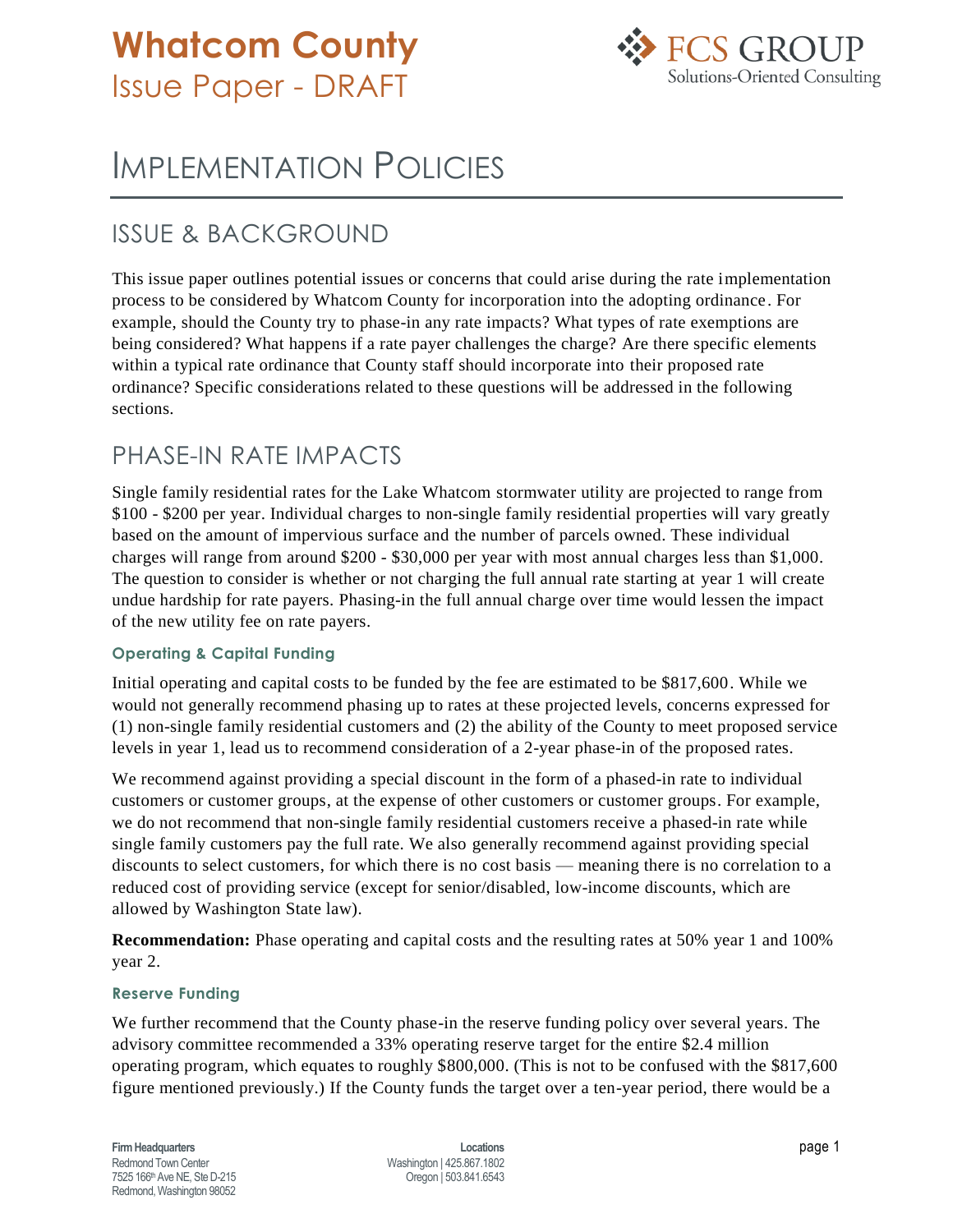# Whatcom County

Issue Paper - DRAFT

# IMPLEMENTATION POLICIES

## ISSUE & BACKGROUND

This issue paper outlines potential issues or concerns that could arise during the rate implementation process to be considered by Whatcom County for incorporation into the adopting ordinance. For example, should the County try to phase-in any rate impacts? What types of rate exemptions are being considered? What happens if a rate payer challenges the charge? Are there specific elements within a typical rate ordinance that County staff should incorporate into their proposed rate ordinance? Specific considerations related to these questions will be addressed in the following sections.

## PHASE-IN RATE IMPACTS

Single family residential rates for the Lake Whatcom stormwater utility are projected to range from \$100 - \$200 per year. Individual charges to non-single family residential properties will vary greatly based on the amount of impervious surface and the number of parcels owned. These individual charges will range from around \$200 - \$30,000 per year with most annual charges less than \$1,000. The question to consider is whether or not charging the full annual rate starting at year 1 will create undue hardship for rate payers. Phasing-in the full annual charge over time would lessen the impact of the new utility fee on rate payers.

### Operating & Capital Funding

Initial operating and capital costs to be funded by the fee are estimated to be \$817,600. While we would not generally recommend phasing up to rates at these projected levels, concerns expressed for (1) non-single family residential customers and (2) the ability of the County to meet proposed service levels in year 1, lead us to recommend consideration of a 2-year phase-in of the proposed rates.

We recommend against providing a special discount in the form of a phased-in rate to individual customers or customer groups, at the expense of other customers or customer groups. For example, we do not recommend that non-single family residential customers receive a phased-in rate while single family customers pay the full rate. We also generally recommend against providing special discounts to select customers, for which there is no cost basis — meaning there is no correlation to a reduced cost of providing service (except for senior/disabled, low-income discounts, which are allowed by Washington State law).

**Recommendation:** Phase operating and capital costs and the resulting rates at 50% year 1 and 100% year 2.

### Reserve Funding

We further recommend that the County phase-in the reserve funding policy over several years. The advisory committee recommended a 33% operating reserve target for the entire \$2.4 million operating program, which equates to roughly \$800,000. (This is not to be confused with the \$817,600 figure mentioned previously.) If the County funds the target over a ten-year period, there would be a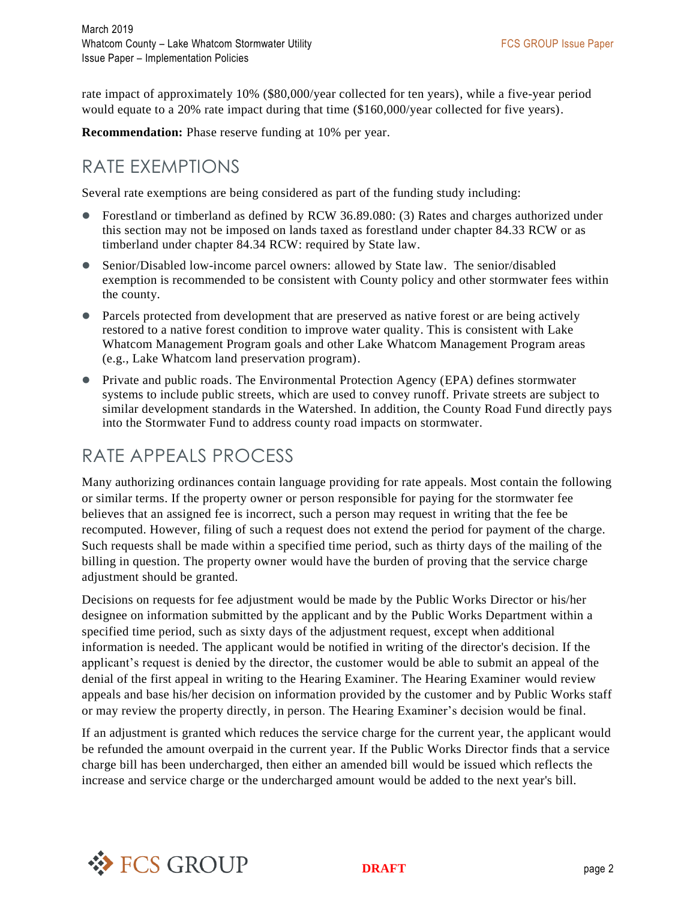rate impact of approximately 10% ($80,000/year collected for ten years), while a five-year period would equate to a 20% rate impact during that time ($160,000/year collected for five years).

**Recommendation:** Phase reserve funding at 10% per year.

## RATE EXEMPTIONS

Several rate exemptions are being considered as part of the funding study including:

- Forestland or timberland as defined by RCW 36.89.080: (3) Rates and charges authorized under this section may not be imposed on lands taxed as forestland under chapter 84.33 RCW or as timberland under chapter 84.34 RCW: required by State law.
- Senior/Disabled low-income parcel owners: allowed by State law. The senior/disabled exemption is recommended to be consistent with County policy and other stormwater fees within the county.
- Parcels protected from development that are preserved as native forest or are being actively restored to a native forest condition to improve water quality. This is consistent with Lake Whatcom Management Program goals and other Lake Whatcom Management Program areas (e.g., Lake Whatcom land preservation program).
- Private and public roads. The Environmental Protection Agency (EPA) defines stormwater systems to include public streets, which are used to convey runoff. Private streets are subject to similar development standards in the Watershed. In addition, the County Road Fund directly pays into the Stormwater Fund to address county road impacts on stormwater.

## RATE APPEALS PROCESS

Many authorizing ordinances contain language providing for rate appeals. Most contain the following or similar terms. If the property owner or person responsible for paying for the stormwater fee believes that an assigned fee is incorrect, such a person may request in writing that the fee be recomputed. However, filing of such a request does not extend the period for payment of the charge. Such requests shall be made within a specified time period, such as thirty days of the mailing of the billing in question. The property owner would have the burden of proving that the service charge adjustment should be granted.

Decisions on requests for fee adjustment would be made by the Public Works Director or his/her designee on information submitted by the applicant and by the Public Works Department within a specified time period, such as sixty days of the adjustment request, except when additional information is needed. The applicant would be notified in writing of the director's decision. If the applicant's request is denied by the director, the customer would be able to submit an appeal of the denial of the first appeal in writing to the Hearing Examiner. The Hearing Examiner would review appeals and base his/her decision on information provided by the customer and by Public Works staff or may review the property directly, in person. The Hearing Examiner's decision would be final.

If an adjustment is granted which reduces the service charge for the current year, the applicant would be refunded the amount overpaid in the current year. If the Public Works Director finds that a service charge bill has been undercharged, then either an amended bill would be issued which reflects the increase and service charge or the undercharged amount would be added to the next year's bill.

DRAFT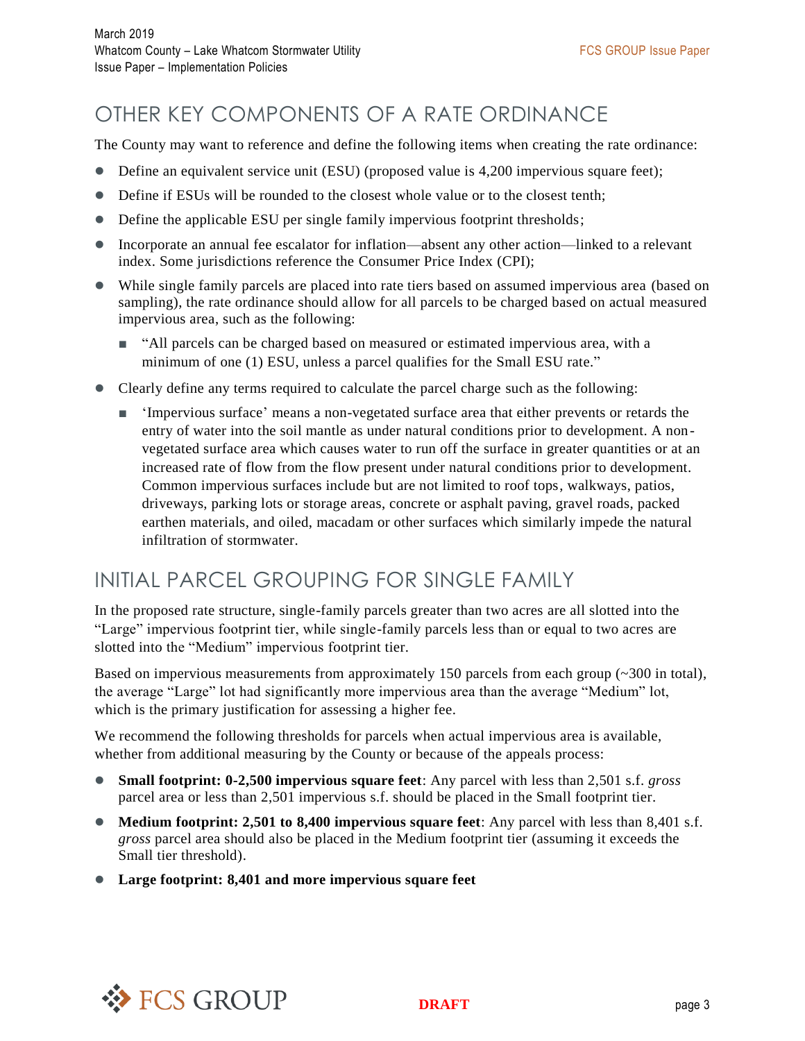## OTHER KEY COMPONENTS OF A RATE ORDINANCE

The County may want to reference and define the following items when creating the rate ordinance:

- Define an equivalent service unit (ESU) (proposed value is 4,200 impervious square feet);
- Define if ESUs will be rounded to the closest whole value or to the closest tenth;
- Define the applicable ESU per single family impervious footprint thresholds;
- Incorporate an annual fee escalator for inflation—absent any other action—linked to a relevant index. Some jurisdictions reference the Consumer Price Index (CPI);
- While single family parcels are placed into rate tiers based on assumed impervious area (based on sampling), the rate ordinance should allow for all parcels to be charged based on actual measured impervious area, such as the following:
  - "All parcels can be charged based on measured or estimated impervious area, with a minimum of one (1) ESU, unless a parcel qualifies for the Small ESU rate."
- Clearly define any terms required to calculate the parcel charge such as the following:
  - 'Impervious surface' means a non-vegetated surface area that either prevents or retards the entry of water into the soil mantle as under natural conditions prior to development. A non-vegetated surface area which causes water to run off the surface in greater quantities or at an increased rate of flow from the flow present under natural conditions prior to development. Common impervious surfaces include but are not limited to roof tops, walkways, patios, driveways, parking lots or storage areas, concrete or asphalt paving, gravel roads, packed earthen materials, and oiled, macadam or other surfaces which similarly impede the natural infiltration of stormwater.

## INITIAL PARCEL GROUPING FOR SINGLE FAMILY

In the proposed rate structure, single-family parcels greater than two acres are all slotted into the "Large" impervious footprint tier, while single-family parcels less than or equal to two acres are slotted into the "Medium" impervious footprint tier.

Based on impervious measurements from approximately 150 parcels from each group (~300 in total), the average "Large" lot had significantly more impervious area than the average "Medium" lot, which is the primary justification for assessing a higher fee.

We recommend the following thresholds for parcels when actual impervious area is available, whether from additional measuring by the County or because of the appeals process:

- **Small footprint: 0-2,500 impervious square feet**: Any parcel with less than 2,501 s.f. *gross* parcel area or less than 2,501 impervious s.f. should be placed in the Small footprint tier.
- **Medium footprint: 2,501 to 8,400 impervious square feet**: Any parcel with less than 8,401 s.f. *gross* parcel area should also be placed in the Medium footprint tier (assuming it exceeds the Small tier threshold).
- **Large footprint: 8,401 and more impervious square feet**

DRAFT